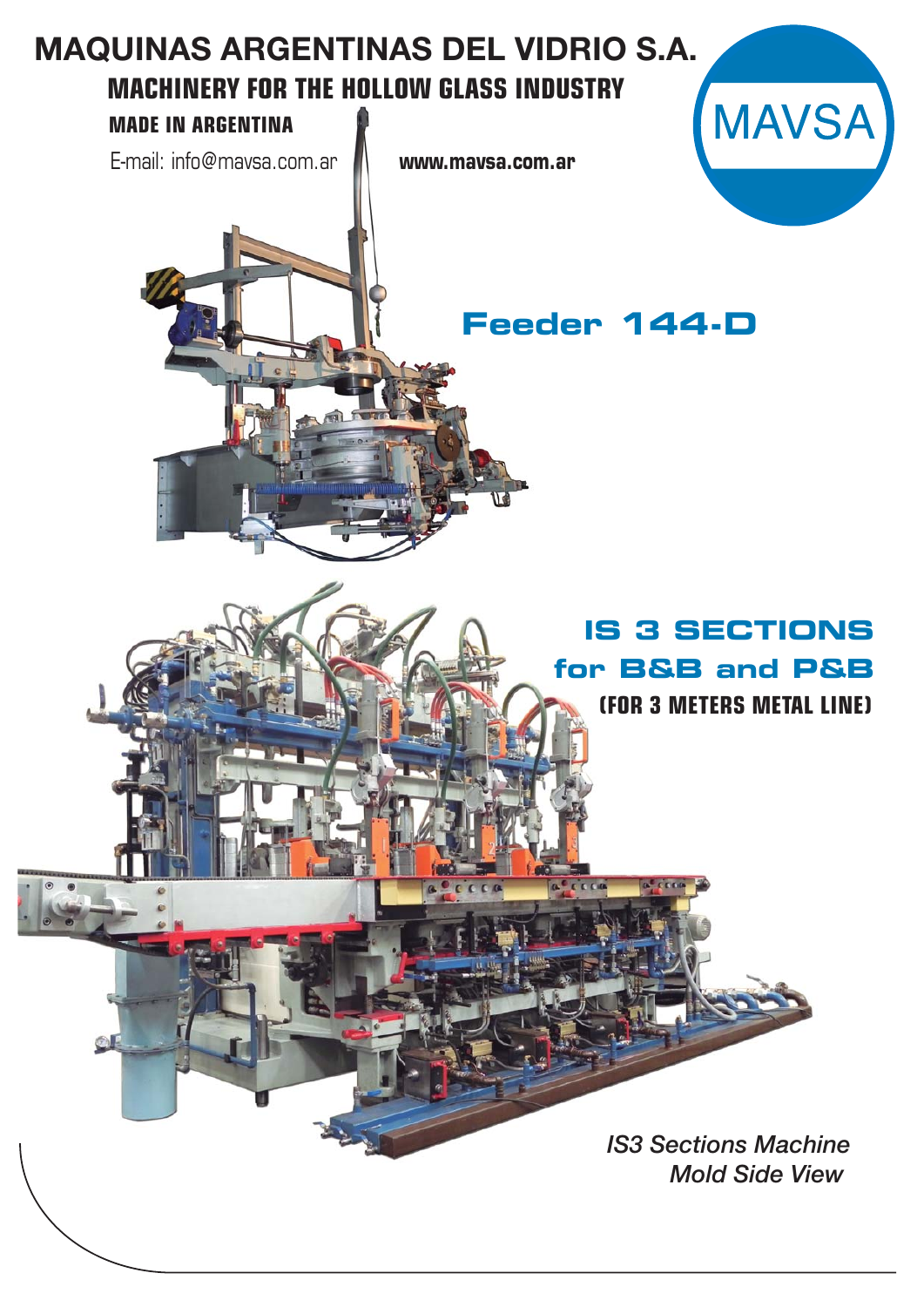# MAQUINAS ARGENTINAS DEL VIDRIO S.A.

## MACHINERY FOR THE HOLLOW GLASS INDUSTRY

**MADE IN ARGENTINA**

E-mail: info@mavsa.com.ar

**www.mavsa.com.ar**

MAVSA

## Feeder 144-D

## IS 3 SECTIONS for B&B and P&B

**(FOR 3 METERS METAL LINE)**

*IS3 Sections Machine Mold Side View*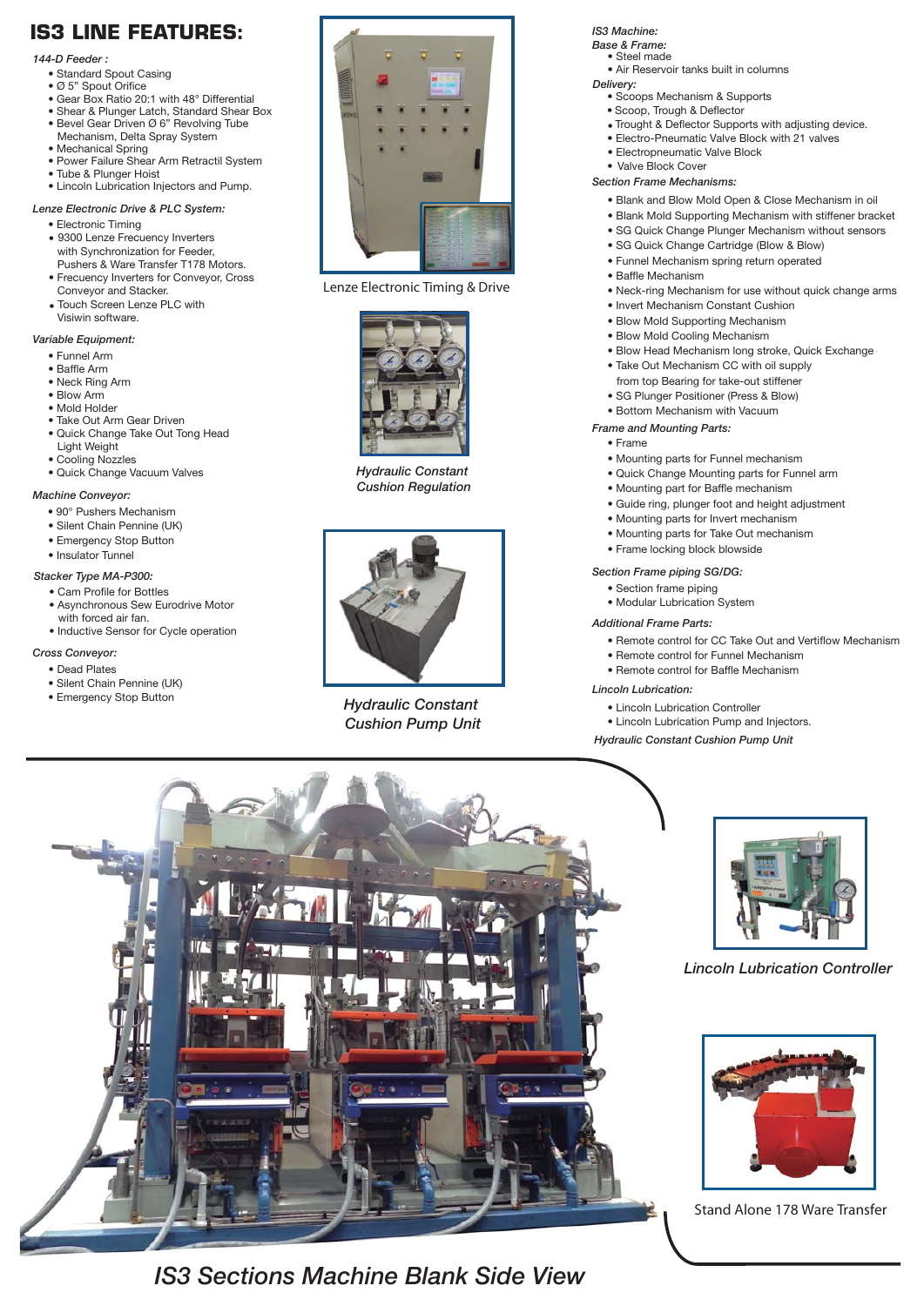# IS3 LINE FEATURES:

*144-D Feeder :*

- Standard Spout Casing
- Ø 5" Spout Orifice
- Gear Box Ratio 20:1 with 48° Differential
- Shear & Plunger Latch, Standard Shear Box
- Bevel Gear Driven Ø 6" Revolving Tube Mechanism, Delta Spray System
- Mechanical Spring
- Power Failure Shear Arm Retractil System
- Tube & Plunger Hoist
- Lincoln Lubrication Injectors and Pump.

*Lenze Electronic Drive & PLC System:*

- Electronic Timing
- 9300 Lenze Frecuency Inverters with Synchronization for Feeder, Pushers & Ware Transfer T178 Motors.
- Frecuency Inverters for Conveyor, Cross Conveyor and Stacker.
- Touch Screen Lenze PLC with Visiwin software.

*Variable Equipment:*

- Funnel Arm
- Baffle Arm
- Neck Ring Arm
- Blow Arm
- Mold Holder
- Take Out Arm Gear Driven
- Quick Change Take Out Tong Head Light Weight
- Cooling Nozzles
- Quick Change Vacuum Valves

*Machine Conveyor:*

- 90° Pushers Mechanism
- Silent Chain Pennine (UK)
- Emergency Stop Button
- Insulator Tunnel

*Stacker Type MA-P300:*

- Cam Profile for Bottles
- Asynchronous Sew Eurodrive Motor with forced air fan.
- Inductive Sensor for Cycle operation

*Cross Conveyor:*

- Dead Plates
- Silent Chain Pennine (UK)
- Emergency Stop Button

Lenze Electronic Timing & Drive

*Hydraulic Constant Cushion Regulation*

*Hydraulic Constant Cushion Pump Unit*

*IS3 Machine:*

*Base & Frame:*

- Steel made
- Air Reservoir tanks built in columns

*Delivery:*

- Scoops Mechanism & Supports
- Scoop, Trough & Deflector
- Trought & Deflector Supports with adjusting device.
- Electro-Pneumatic Valve Block with 21 valves
- Electropneumatic Valve Block
- Valve Block Cover

*Section Frame Mechanisms:*

- Blank and Blow Mold Open & Close Mechanism in oil
- Blank Mold Supporting Mechanism with stiffener bracket
- SG Quick Change Plunger Mechanism without sensors
- SG Quick Change Cartridge (Blow & Blow)
- Funnel Mechanism spring return operated
- Baffle Mechanism
- Neck-ring Mechanism for use without quick change arms
- Invert Mechanism Constant Cushion
- Blow Mold Supporting Mechanism
- Blow Mold Cooling Mechanism
- Blow Head Mechanism long stroke, Quick Exchange
- Take Out Mechanism CC with oil supply from top Bearing for take-out stiffener
- SG Plunger Positioner (Press & Blow)
- Bottom Mechanism with Vacuum

*Frame and Mounting Parts:*

- Frame
- Mounting parts for Funnel mechanism
- Quick Change Mounting parts for Funnel arm
- Mounting part for Baffle mechanism
- Guide ring, plunger foot and height adjustment
- Mounting parts for Invert mechanism
- Mounting parts for Take Out mechanism
- Frame locking block blowside

*Section Frame piping SG/DG:*

- Section frame piping
- Modular Lubrication System

*Additional Frame Parts:*

- Remote control for CC Take Out and Vertiflow Mechanism
- Remote control for Funnel Mechanism
- Remote control for Baffle Mechanism

*Lincoln Lubrication:*

- Lincoln Lubrication Controller
- Lincoln Lubrication Pump and Injectors.

*Hydraulic Constant Cushion Pump Unit*

*Lincoln Lubrication Controller*

Stand Alone 178 Ware Transfer

*IS3 Sections Machine Blank Side View*